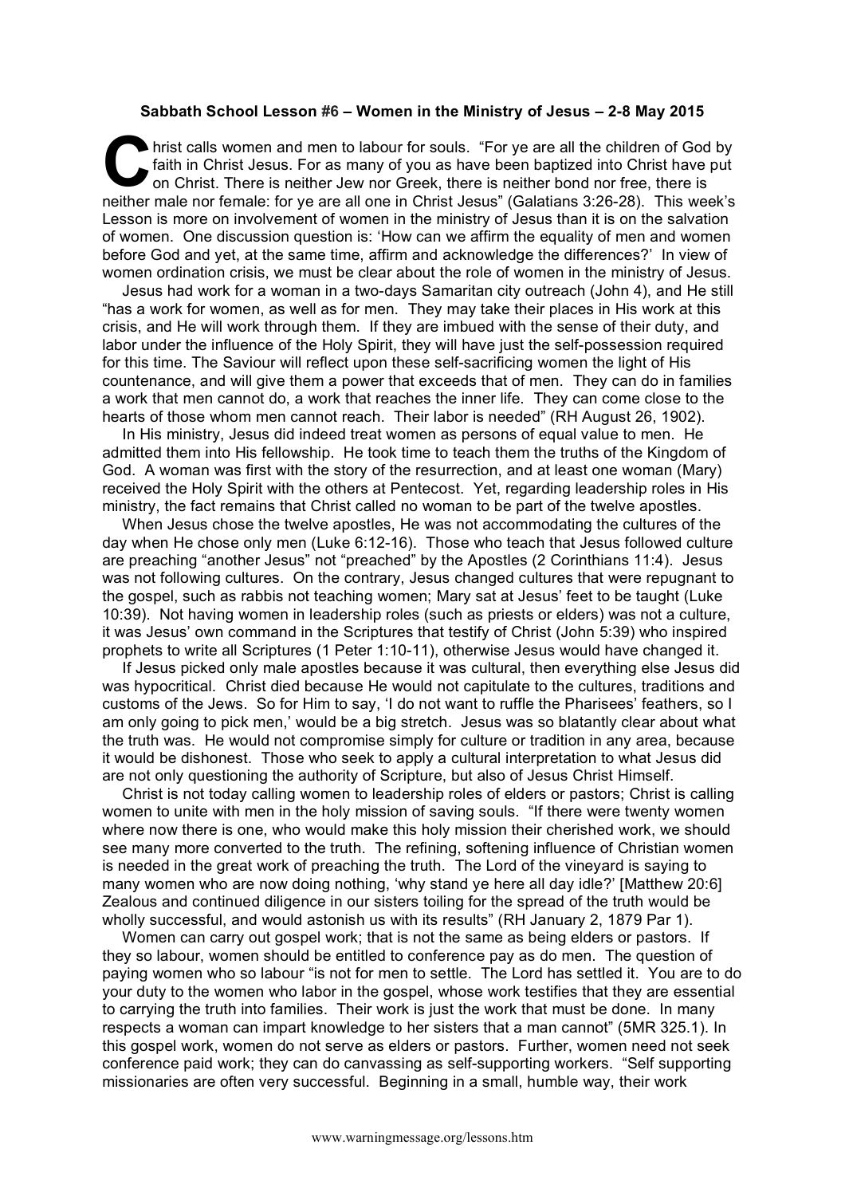**Sabbath School Lesson #6 – Women in the Ministry of Jesus – 2-8 May 2015**

Christ calls women and men to labour for souls. "For ye are all the children of God by faith in Christ Jesus. For as many of you as have been baptized into Christ have put on Christ. There is neither Jew nor Greek, there is neither bond nor free, there is neither male nor female: for ye are all one in Christ Jesus" (Galatians 3:26-28). This week's Lesson is more on involvement of women in the ministry of Jesus than it is on the salvation of women. One discussion question is: 'How can we affirm the equality of men and women before God and yet, at the same time, affirm and acknowledge the differences?' In view of women ordination crisis, we must be clear about the role of women in the ministry of Jesus.

Jesus had work for a woman in a two-days Samaritan city outreach (John 4), and He still "has a work for women, as well as for men. They may take their places in His work at this crisis, and He will work through them. If they are imbued with the sense of their duty, and labor under the influence of the Holy Spirit, they will have just the self-possession required for this time. The Saviour will reflect upon these self-sacrificing women the light of His countenance, and will give them a power that exceeds that of men. They can do in families a work that men cannot do, a work that reaches the inner life. They can come close to the hearts of those whom men cannot reach. Their labor is needed" (RH August 26, 1902).

In His ministry, Jesus did indeed treat women as persons of equal value to men. He admitted them into His fellowship. He took time to teach them the truths of the Kingdom of God. A woman was first with the story of the resurrection, and at least one woman (Mary) received the Holy Spirit with the others at Pentecost. Yet, regarding leadership roles in His ministry, the fact remains that Christ called no woman to be part of the twelve apostles.

When Jesus chose the twelve apostles, He was not accommodating the cultures of the day when He chose only men (Luke 6:12-16). Those who teach that Jesus followed culture are preaching "another Jesus" not "preached" by the Apostles (2 Corinthians 11:4). Jesus was not following cultures. On the contrary, Jesus changed cultures that were repugnant to the gospel, such as rabbis not teaching women; Mary sat at Jesus' feet to be taught (Luke 10:39). Not having women in leadership roles (such as priests or elders) was not a culture, it was Jesus' own command in the Scriptures that testify of Christ (John 5:39) who inspired prophets to write all Scriptures (1 Peter 1:10-11), otherwise Jesus would have changed it.

If Jesus picked only male apostles because it was cultural, then everything else Jesus did was hypocritical. Christ died because He would not capitulate to the cultures, traditions and customs of the Jews. So for Him to say, 'I do not want to ruffle the Pharisees' feathers, so I am only going to pick men,' would be a big stretch. Jesus was so blatantly clear about what the truth was. He would not compromise simply for culture or tradition in any area, because it would be dishonest. Those who seek to apply a cultural interpretation to what Jesus did are not only questioning the authority of Scripture, but also of Jesus Christ Himself.

Christ is not today calling women to leadership roles of elders or pastors; Christ is calling women to unite with men in the holy mission of saving souls. "If there were twenty women where now there is one, who would make this holy mission their cherished work, we should see many more converted to the truth. The refining, softening influence of Christian women is needed in the great work of preaching the truth. The Lord of the vineyard is saying to many women who are now doing nothing, 'why stand ye here all day idle?' [Matthew 20:6] Zealous and continued diligence in our sisters toiling for the spread of the truth would be wholly successful, and would astonish us with its results" (RH January 2, 1879 Par 1).

Women can carry out gospel work; that is not the same as being elders or pastors. If they so labour, women should be entitled to conference pay as do men. The question of paying women who so labour "is not for men to settle. The Lord has settled it. You are to do your duty to the women who labor in the gospel, whose work testifies that they are essential to carrying the truth into families. Their work is just the work that must be done. In many respects a woman can impart knowledge to her sisters that a man cannot" (5MR 325.1). In this gospel work, women do not serve as elders or pastors. Further, women need not seek conference paid work; they can do canvassing as self-supporting workers. "Self supporting missionaries are often very successful. Beginning in a small, humble way, their work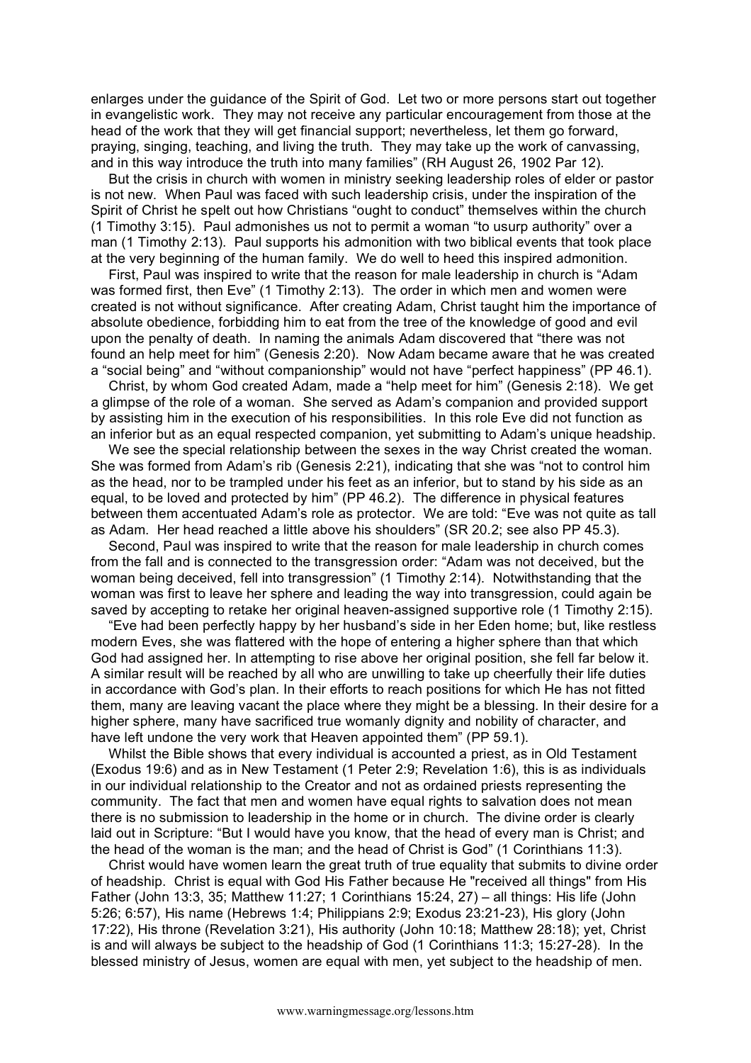enlarges under the guidance of the Spirit of God. Let two or more persons start out together in evangelistic work. They may not receive any particular encouragement from those at the head of the work that they will get financial support; nevertheless, let them go forward, praying, singing, teaching, and living the truth. They may take up the work of canvassing, and in this way introduce the truth into many families" (RH August 26, 1902 Par 12).

But the crisis in church with women in ministry seeking leadership roles of elder or pastor is not new. When Paul was faced with such leadership crisis, under the inspiration of the Spirit of Christ he spelt out how Christians "ought to conduct" themselves within the church (1 Timothy 3:15). Paul admonishes us not to permit a woman "to usurp authority" over a man (1 Timothy 2:13). Paul supports his admonition with two biblical events that took place at the very beginning of the human family. We do well to heed this inspired admonition.

First, Paul was inspired to write that the reason for male leadership in church is "Adam was formed first, then Eve" (1 Timothy 2:13). The order in which men and women were created is not without significance. After creating Adam, Christ taught him the importance of absolute obedience, forbidding him to eat from the tree of the knowledge of good and evil upon the penalty of death. In naming the animals Adam discovered that "there was not found an help meet for him" (Genesis 2:20). Now Adam became aware that he was created a "social being" and "without companionship" would not have "perfect happiness" (PP 46.1).

Christ, by whom God created Adam, made a "help meet for him" (Genesis 2:18). We get a glimpse of the role of a woman. She served as Adam's companion and provided support by assisting him in the execution of his responsibilities. In this role Eve did not function as an inferior but as an equal respected companion, yet submitting to Adam's unique headship.

We see the special relationship between the sexes in the way Christ created the woman. She was formed from Adam's rib (Genesis 2:21), indicating that she was "not to control him as the head, nor to be trampled under his feet as an inferior, but to stand by his side as an equal, to be loved and protected by him" (PP 46.2). The difference in physical features between them accentuated Adam's role as protector. We are told: "Eve was not quite as tall as Adam. Her head reached a little above his shoulders" (SR 20.2; see also PP 45.3).

Second, Paul was inspired to write that the reason for male leadership in church comes from the fall and is connected to the transgression order: "Adam was not deceived, but the woman being deceived, fell into transgression" (1 Timothy 2:14). Notwithstanding that the woman was first to leave her sphere and leading the way into transgression, could again be saved by accepting to retake her original heaven-assigned supportive role (1 Timothy 2:15).

"Eve had been perfectly happy by her husband's side in her Eden home; but, like restless modern Eves, she was flattered with the hope of entering a higher sphere than that which God had assigned her. In attempting to rise above her original position, she fell far below it. A similar result will be reached by all who are unwilling to take up cheerfully their life duties in accordance with God's plan. In their efforts to reach positions for which He has not fitted them, many are leaving vacant the place where they might be a blessing. In their desire for a higher sphere, many have sacrificed true womanly dignity and nobility of character, and have left undone the very work that Heaven appointed them" (PP 59.1).

Whilst the Bible shows that every individual is accounted a priest, as in Old Testament (Exodus 19:6) and as in New Testament (1 Peter 2:9; Revelation 1:6), this is as individuals in our individual relationship to the Creator and not as ordained priests representing the community. The fact that men and women have equal rights to salvation does not mean there is no submission to leadership in the home or in church. The divine order is clearly laid out in Scripture: "But I would have you know, that the head of every man is Christ; and the head of the woman is the man; and the head of Christ is God" (1 Corinthians 11:3).

Christ would have women learn the great truth of true equality that submits to divine order of headship. Christ is equal with God His Father because He "received all things" from His Father (John 13:3, 35; Matthew 11:27; 1 Corinthians 15:24, 27) – all things: His life (John 5:26; 6:57), His name (Hebrews 1:4; Philippians 2:9; Exodus 23:21-23), His glory (John 17:22), His throne (Revelation 3:21), His authority (John 10:18; Matthew 28:18); yet, Christ is and will always be subject to the headship of God (1 Corinthians 11:3; 15:27-28). In the blessed ministry of Jesus, women are equal with men, yet subject to the headship of men.